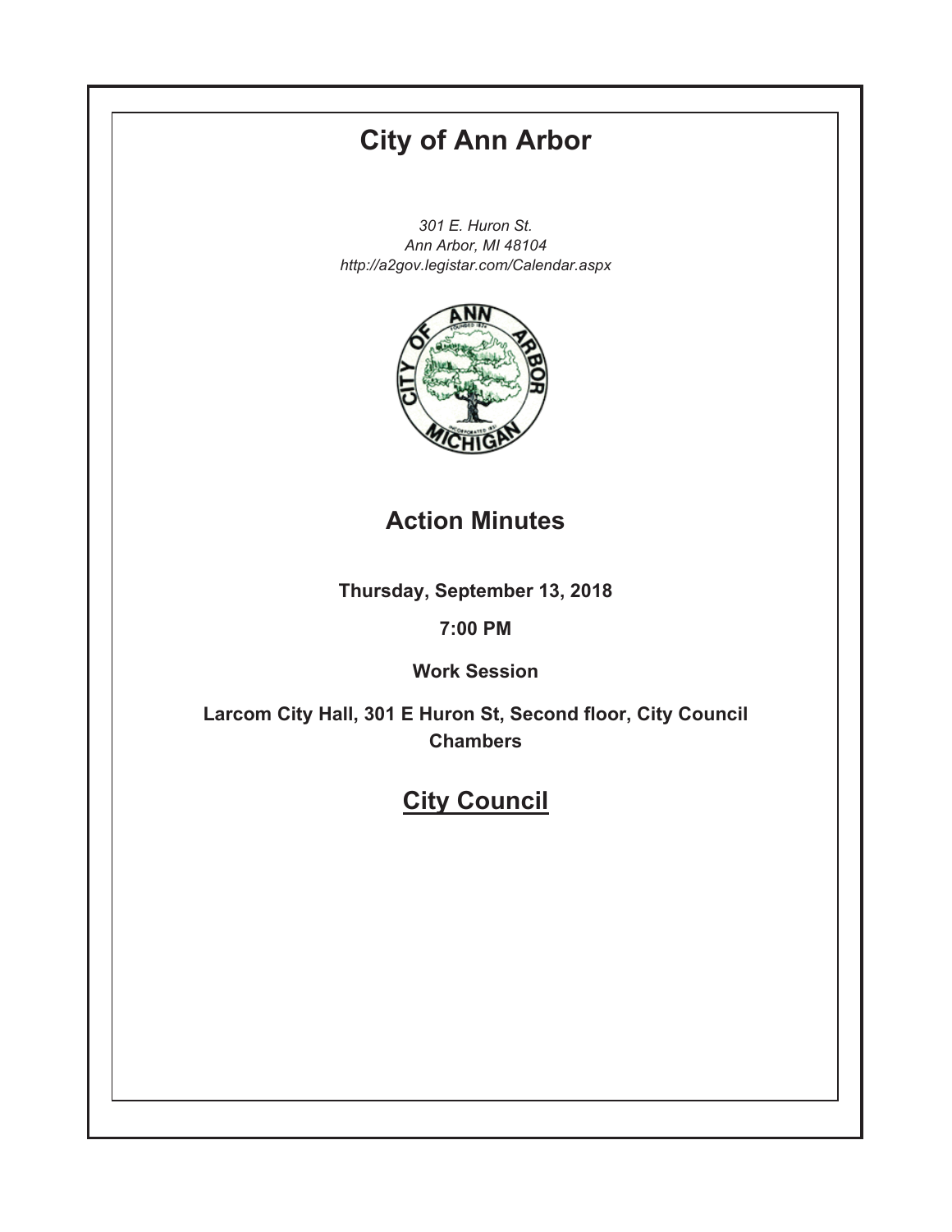# City of Ann Arbor

*301 E. Huron St.*
*Ann Arbor, MI 48104*
*http://a2gov.legistar.com/Calendar.aspx*

## Action Minutes

**Thursday, September 13, 2018**

**7:00 PM**

**Work Session**

**Larcom City Hall, 301 E Huron St, Second floor, City Council Chambers**

## City Council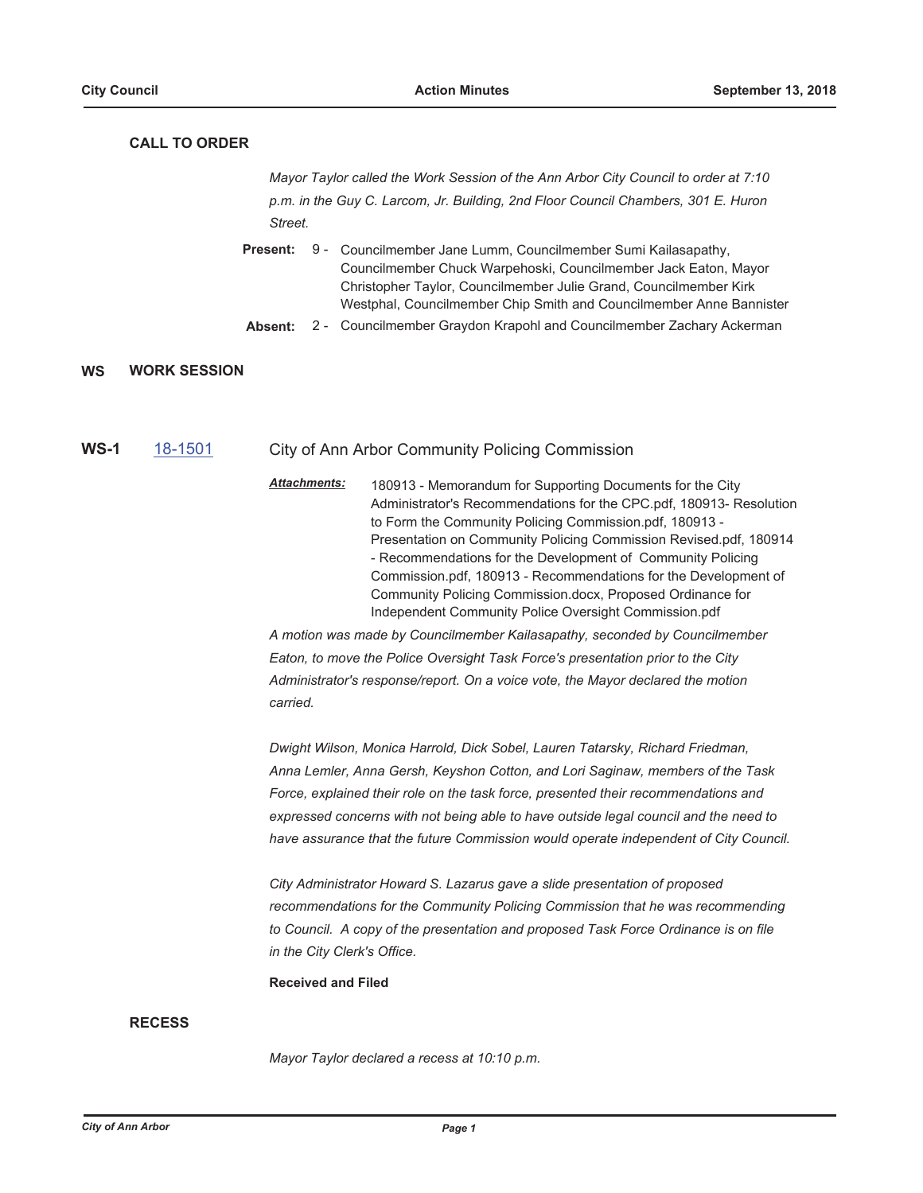## CALL TO ORDER

*Mayor Taylor called the Work Session of the Ann Arbor City Council to order at 7:10 p.m. in the Guy C. Larcom, Jr. Building, 2nd Floor Council Chambers, 301 E. Huron Street.*

**Present:** 9 - Councilmember Jane Lumm, Councilmember Sumi Kailasapathy, Councilmember Chuck Warpehoski, Councilmember Jack Eaton, Mayor Christopher Taylor, Councilmember Julie Grand, Councilmember Kirk Westphal, Councilmember Chip Smith and Councilmember Anne Bannister

**Absent:** 2 - Councilmember Graydon Krapohl and Councilmember Zachary Ackerman

## WS WORK SESSION

### WS-1 18-1501 City of Ann Arbor Community Policing Commission

***Attachments:*** 180913 - Memorandum for Supporting Documents for the City Administrator's Recommendations for the CPC.pdf, 180913- Resolution to Form the Community Policing Commission.pdf, 180913 - Presentation on Community Policing Commission Revised.pdf, 180914 - Recommendations for the Development of Community Policing Commission.pdf, 180913 - Recommendations for the Development of Community Policing Commission.docx, Proposed Ordinance for Independent Community Police Oversight Commission.pdf

*A motion was made by Councilmember Kailasapathy, seconded by Councilmember Eaton, to move the Police Oversight Task Force's presentation prior to the City Administrator's response/report. On a voice vote, the Mayor declared the motion carried.*

*Dwight Wilson, Monica Harrold, Dick Sobel, Lauren Tatarsky, Richard Friedman, Anna Lemler, Anna Gersh, Keyshon Cotton, and Lori Saginaw, members of the Task Force, explained their role on the task force, presented their recommendations and expressed concerns with not being able to have outside legal council and the need to have assurance that the future Commission would operate independent of City Council.*

*City Administrator Howard S. Lazarus gave a slide presentation of proposed recommendations for the Community Policing Commission that he was recommending to Council. A copy of the presentation and proposed Task Force Ordinance is on file in the City Clerk's Office.*

**Received and Filed**

## RECESS

*Mayor Taylor declared a recess at 10:10 p.m.*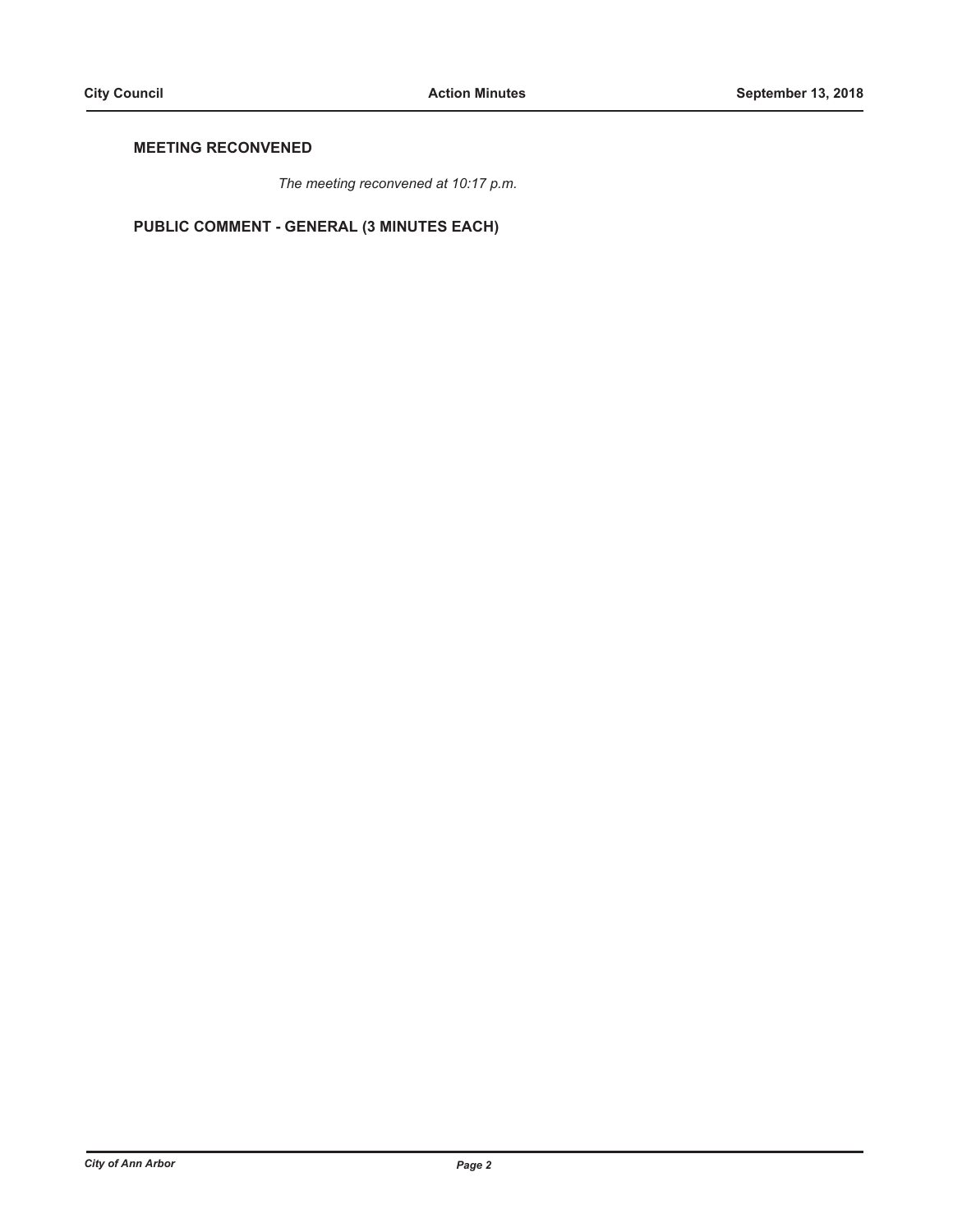## MEETING RECONVENED

*The meeting reconvened at 10:17 p.m.*

## PUBLIC COMMENT - GENERAL (3 MINUTES EACH)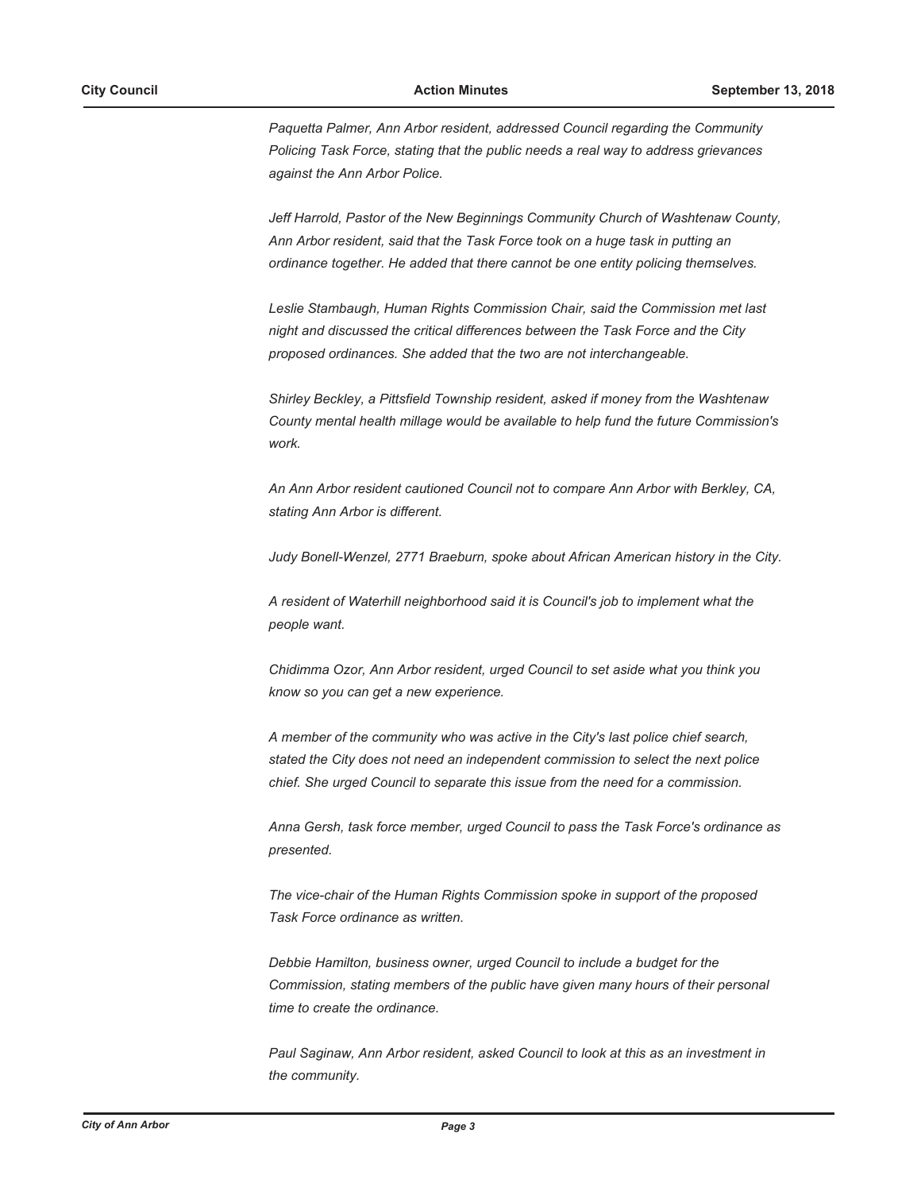*Paquetta Palmer, Ann Arbor resident, addressed Council regarding the Community Policing Task Force, stating that the public needs a real way to address grievances against the Ann Arbor Police.*

*Jeff Harrold, Pastor of the New Beginnings Community Church of Washtenaw County, Ann Arbor resident, said that the Task Force took on a huge task in putting an ordinance together. He added that there cannot be one entity policing themselves.*

*Leslie Stambaugh, Human Rights Commission Chair, said the Commission met last night and discussed the critical differences between the Task Force and the City proposed ordinances. She added that the two are not interchangeable.*

*Shirley Beckley, a Pittsfield Township resident, asked if money from the Washtenaw County mental health millage would be available to help fund the future Commission's work.*

*An Ann Arbor resident cautioned Council not to compare Ann Arbor with Berkley, CA, stating Ann Arbor is different.*

*Judy Bonell-Wenzel, 2771 Braeburn, spoke about African American history in the City.*

*A resident of Waterhill neighborhood said it is Council's job to implement what the people want.*

*Chidimma Ozor, Ann Arbor resident, urged Council to set aside what you think you know so you can get a new experience.*

*A member of the community who was active in the City's last police chief search, stated the City does not need an independent commission to select the next police chief. She urged Council to separate this issue from the need for a commission.*

*Anna Gersh, task force member, urged Council to pass the Task Force's ordinance as presented.*

*The vice-chair of the Human Rights Commission spoke in support of the proposed Task Force ordinance as written.*

*Debbie Hamilton, business owner, urged Council to include a budget for the Commission, stating members of the public have given many hours of their personal time to create the ordinance.*

*Paul Saginaw, Ann Arbor resident, asked Council to look at this as an investment in the community.*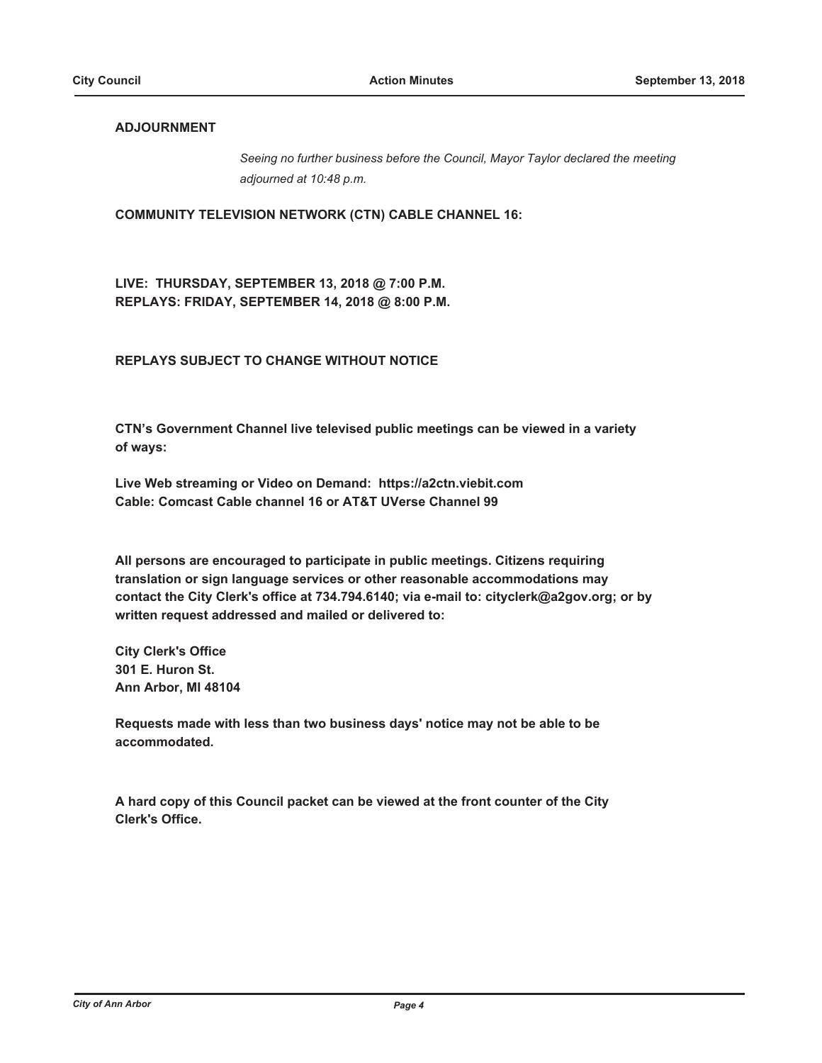## ADJOURNMENT

*Seeing no further business before the Council, Mayor Taylor declared the meeting adjourned at 10:48 p.m.*

**COMMUNITY TELEVISION NETWORK (CTN) CABLE CHANNEL 16:**

**LIVE: THURSDAY, SEPTEMBER 13, 2018 @ 7:00 P.M.**
**REPLAYS: FRIDAY, SEPTEMBER 14, 2018 @ 8:00 P.M.**

**REPLAYS SUBJECT TO CHANGE WITHOUT NOTICE**

**CTN's Government Channel live televised public meetings can be viewed in a variety of ways:**

**Live Web streaming or Video on Demand: https://a2ctn.viebit.com**
**Cable: Comcast Cable channel 16 or AT&T UVerse Channel 99**

**All persons are encouraged to participate in public meetings. Citizens requiring translation or sign language services or other reasonable accommodations may contact the City Clerk's office at 734.794.6140; via e-mail to: cityclerk@a2gov.org; or by written request addressed and mailed or delivered to:**

**City Clerk's Office**
**301 E. Huron St.**
**Ann Arbor, MI 48104**

**Requests made with less than two business days' notice may not be able to be accommodated.**

**A hard copy of this Council packet can be viewed at the front counter of the City Clerk's Office.**